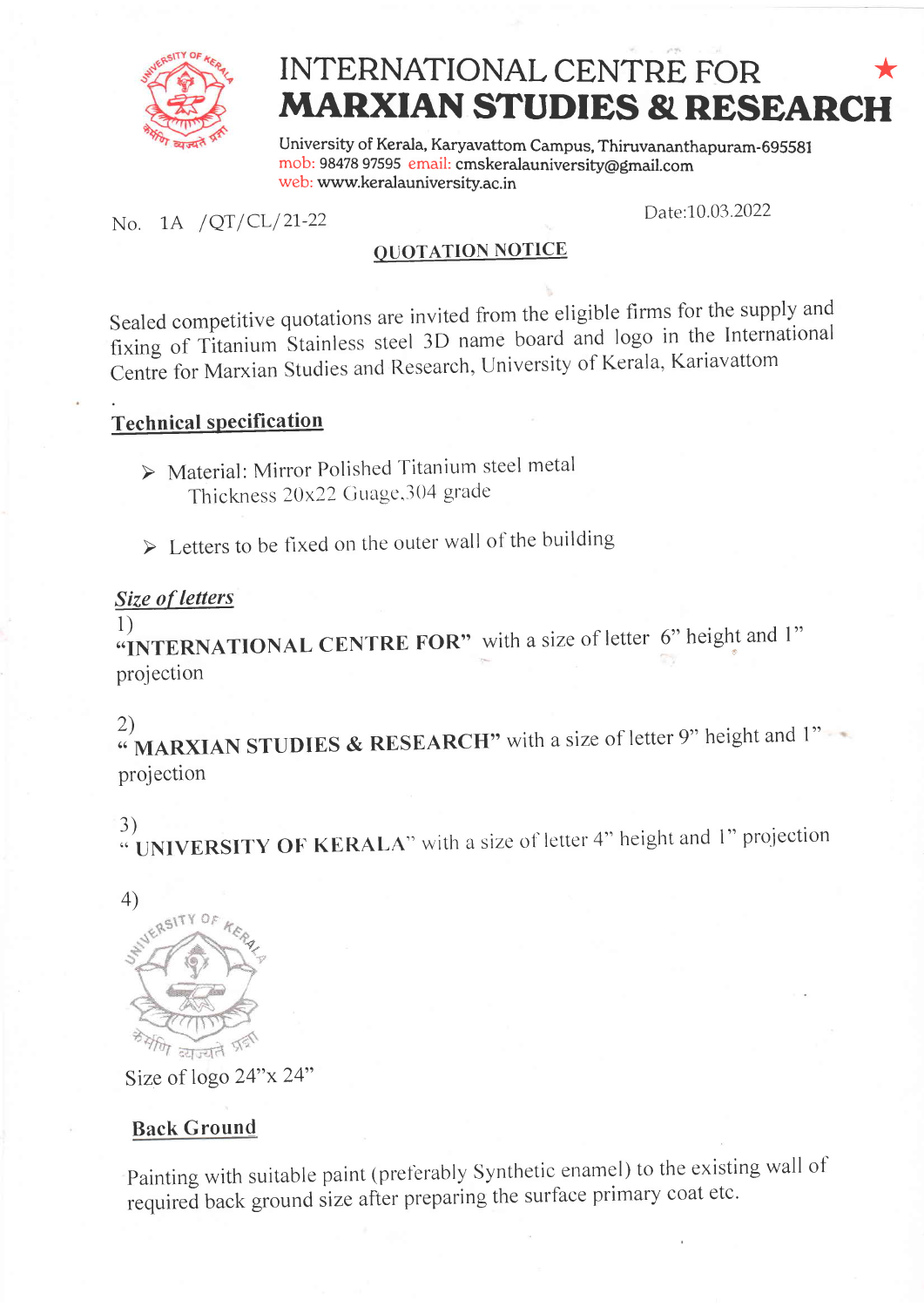# INTERNATIONAL CENTRE FOR
# MARXIAN STUDIES & RESEARCH

University of Kerala, Karyavattom Campus, Thiruvananthapuram-695581
mob: 98478 97595 email: cmskeralauniversity@gmail.com
web: www.keralauniversity.ac.in

No. 1A /QT/CL/21-22

Date:10.03.2022

## QUOTATION NOTICE

Sealed competitive quotations are invited from the eligible firms for the supply and fixing of Titanium Stainless steel 3D name board and logo in the International Centre for Marxian Studies and Research, University of Kerala, Kariavattom

### Technical specification

- Material: Mirror Polished Titanium steel metal
  Thickness 20x22 Guage,304 grade
- Letters to be fixed on the outer wall of the building

### *Size of letters*

1) **"INTERNATIONAL CENTRE FOR"** with a size of letter 6" height and 1" projection

2) **" MARXIAN STUDIES & RESEARCH"** with a size of letter 9" height and 1" projection

3) **" UNIVERSITY OF KERALA"** with a size of letter 4" height and 1" projection

4) Size of logo 24"x 24"

### Back Ground

Painting with suitable paint (preferably Synthetic enamel) to the existing wall of required back ground size after preparing the surface primary coat etc.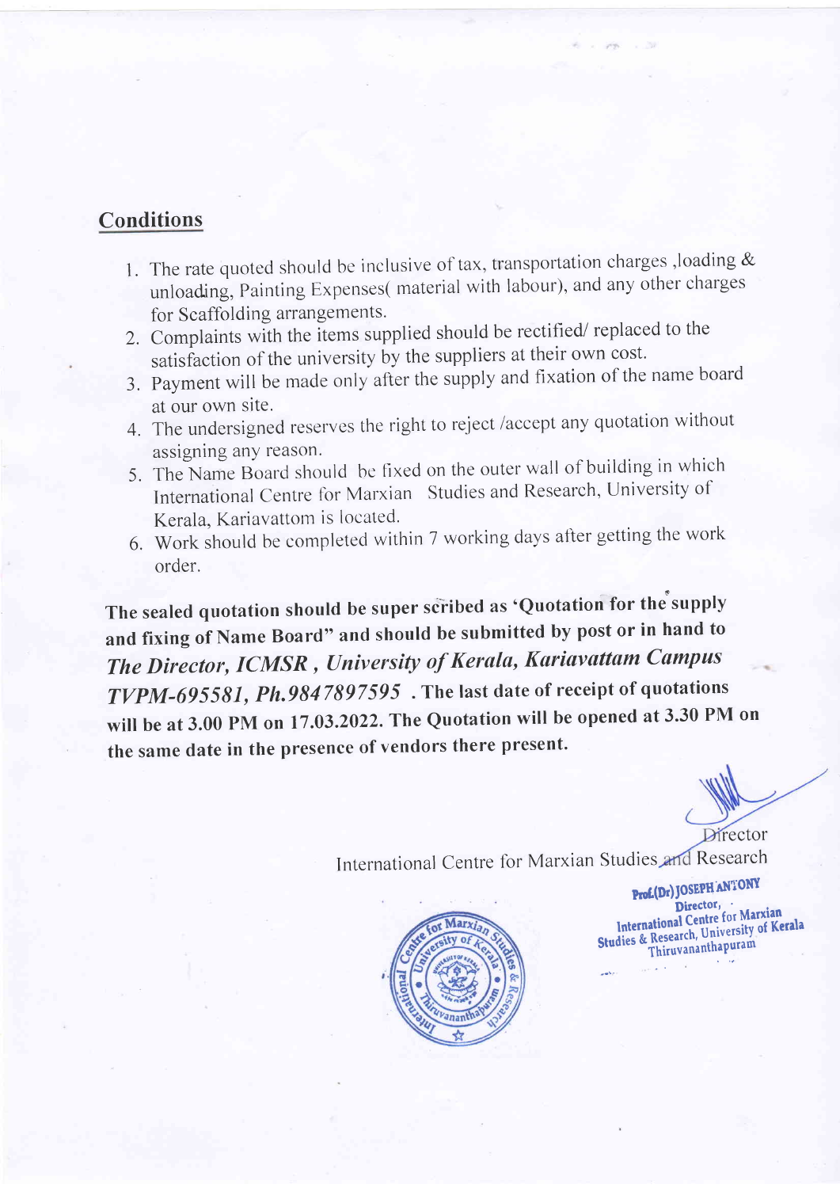## Conditions

1. The rate quoted should be inclusive of tax, transportation charges ,loading & unloading, Painting Expenses( material with labour), and any other charges for Scaffolding arrangements.
2. Complaints with the items supplied should be rectified/ replaced to the satisfaction of the university by the suppliers at their own cost.
3. Payment will be made only after the supply and fixation of the name board at our own site.
4. The undersigned reserves the right to reject /accept any quotation without assigning any reason.
5. The Name Board should be fixed on the outer wall of building in which International Centre for Marxian Studies and Research, University of Kerala, Kariavattom is located.
6. Work should be completed within 7 working days after getting the work order.

**The sealed quotation should be super scribed as 'Quotation for the supply and fixing of Name Board" and should be submitted by post or in hand to *The Director, ICMSR , University of Kerala, Kariavattam Campus TVPM-695581, Ph.9847897595* . The last date of receipt of quotations will be at 3.00 PM on 17.03.2022. The Quotation will be opened at 3.30 PM on the same date in the presence of vendors there present.**

Director
International Centre for Marxian Studies and Research

Prof.(Dr) JOSEPH ANTONY
Director,
International Centre for Marxian Studies & Research, University of Kerala
Thiruvananthapuram